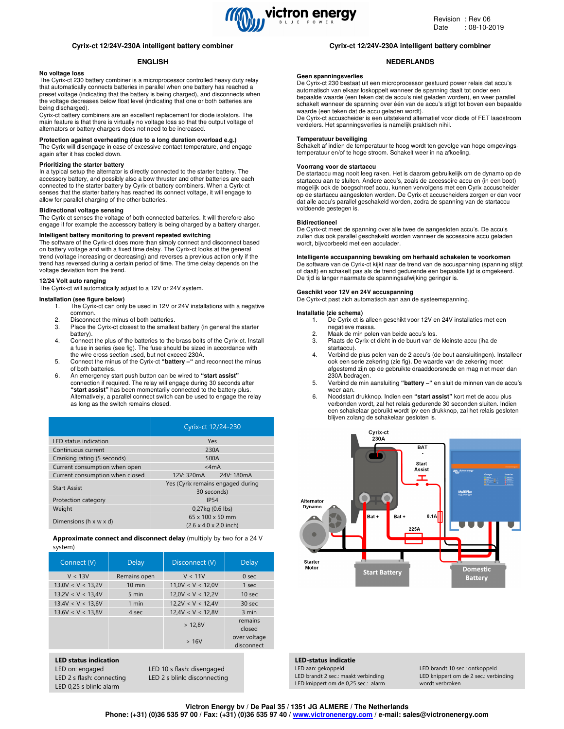Revision : Rev 06
Date : 08-10-2019

# Cyrix-ct 12/24V-230A intelligent battery combiner

## ENGLISH

**No voltage loss**
The Cyrix-ct 230 battery combiner is a microprocessor controlled heavy duty relay that automatically connects batteries in parallel when one battery has reached a preset voltage (indicating that the battery is being charged), and disconnects when the voltage decreases below float level (indicating that one or both batteries are being discharged).
Cyrix-ct battery combiners are an excellent replacement for diode isolators. The main feature is that there is virtually no voltage loss so that the output voltage of alternators or battery chargers does not need to be increased.

**Protection against overheating (due to a long duration overload e.g.)**
The Cyrix will disengage in case of excessive contact temperature, and engage again after it has cooled down.

**Prioritizing the starter battery**
In a typical setup the alternator is directly connected to the starter battery. The accessory battery, and possibly also a bow thruster and other batteries are each connected to the starter battery by Cyrix-ct battery combiners. When a Cyrix-ct senses that the starter battery has reached its connect voltage, it will engage to allow for parallel charging of the other batteries.

**Bidirectional voltage sensing**
The Cyrix-ct senses the voltage of both connected batteries. It will therefore also engage if for example the accessory battery is being charged by a battery charger.

**Intelligent battery monitoring to prevent repeated switching**
The software of the Cyrix-ct does more than simply connect and disconnect based on battery voltage and with a fixed time delay. The Cyrix-ct looks at the general trend (voltage increasing or decreasing) and reverses a previous action only if the trend has reversed during a certain period of time. The time delay depends on the voltage deviation from the trend.

**12/24 Volt auto ranging**
The Cyrix-ct will automatically adjust to a 12V or 24V system.

**Installation (see figure below)**

1. The Cyrix-ct can only be used in 12V or 24V installations with a negative common.
2. Disconnect the minus of both batteries.
3. Place the Cyrix-ct closest to the smallest battery (in general the starter battery).
4. Connect the plus of the batteries to the brass bolts of the Cyrix-ct. Install a fuse in series (see fig). The fuse should be sized in accordance with the wire cross section used, but not exceed 230A.
5. Connect the minus of the Cyrix-ct **"battery –"** and reconnect the minus of both batteries.
6. An emergency start push button can be wired to **"start assist"** connection if required. The relay will engage during 30 seconds after **"start assist"** has been momentarily connected to the battery plus. Alternatively, a parallel connect switch can be used to engage the relay as long as the switch remains closed.

| | Cyrix-ct 12/24-230 |
|---|---|
| LED status indication | Yes |
| Continuous current | 230A |
| Cranking rating (5 seconds) | 500A |
| Current consumption when open | <4mA |
| Current consumption when closed | 12V: 320mA 24V: 180mA |
| Start Assist | Yes (Cyrix remains engaged during 30 seconds) |
| Protection category | IP54 |
| Weight | 0,27kg (0.6 lbs) |
| Dimensions (h x w x d) | 65 x 100 x 50 mm (2.6 x 4.0 x 2.0 inch) |

**Approximate connect and disconnect delay** (multiply by two for a 24 V system)

| Connect (V) | Delay | Disconnect (V) | Delay |
|---|---|---|---|
| V < 13V | Remains open | V < 11V | 0 sec |
| 13,0V < V < 13,2V | 10 min | 11,0V < V < 12,0V | 1 sec |
| 13,2V < V < 13,4V | 5 min | 12,0V < V < 12,2V | 10 sec |
| 13,4V < V < 13,6V | 1 min | 12,2V < V < 12,4V | 30 sec |
| 13,6V < V < 13,8V | 4 sec | 12,4V < V < 12,8V | 3 min |
| | | > 12,8V | remains closed |
| | | > 16V | over voltage disconnect |

**LED status indication**
LED on: engaged
LED 2 s flash: connecting
LED 0,25 s blink: alarm
LED 10 s flash: disengaged
LED 2 s blink: disconnecting

# Cyrix-ct 12/24V-230A intelligent battery combiner

## NEDERLANDS

**Geen spanningsverlies**
De Cyrix-ct 230 bestaat uit een microprocessor gestuurd power relais dat accu's automatisch van elkaar loskoppelt wanneer de spanning daalt tot onder een bepaalde waarde (een teken dat de accu's niet geladen worden), en weer parallel schakelt wanneer de spanning over één van de accu's stijgt tot boven een bepaalde waarde (een teken dat de accu geladen wordt).
De Cyrix-ct accuscheider is een uitstekend alternatief voor diode of FET laadstroom verdelers. Het spanningsverlies is namelijk praktisch nihil.

**Temperatuur beveiliging**
Schakelt af indien de temperatuur te hoog wordt ten gevolge van hoge omgevings-temperatuur en/of te hoge stroom. Schakelt weer in na afkoeling.

**Voorrang voor de startaccu**
De startaccu mag nooit leeg raken. Het is daarom gebruikelijk om de dynamo op de startaccu aan te sluiten. Andere accu's, zoals de accessoire accu en (in een boot) mogelijk ook de boegschroef accu, kunnen vervolgens met een Cyrix accuscheider op de startaccu aangesloten worden. De Cyrix-ct accuscheiders zorgen er dan voor dat alle accu's parallel geschakeld worden, zodra de spanning van de startaccu voldoende gestegen is.

**Bidirectioneel**
De Cyrix-ct meet de spanning over alle twee de aangesloten accu's. De accu's zullen dus ook parallel geschakeld worden wanneer de accessoire accu geladen wordt, bijvoorbeeld met een acculader.

**Intelligente accuspanning bewaking om herhaald schakelen te voorkomen**
De software van de Cyrix-ct kijkt naar de trend van de accuspanning (spanning stijgt of daalt) en schakelt pas als de trend gedurende een bepaalde tijd is omgekeerd. De tijd is langer naarmate de spanningsafwijking geringer is.

**Geschikt voor 12V en 24V accuspanning**
De Cyrix-ct past zich automatisch aan aan de systeemspanning.

**Installatie (zie schema)**

1. De Cyrix-ct is alleen geschikt voor 12V en 24V installaties met een negatieve massa.
2. Maak de min polen van beide accu's los.
3. Plaats de Cyrix-ct dicht in de buurt van de kleinste accu (iha de startaccu).
4. Verbind de plus polen van de 2 accu's (de bout aansluitingen). Installeer ook een serie zekering (zie fig). De waarde van de zekering moet afgestemd zijn op de gebruikte draaddoorsnede en mag niet meer dan 230A bedragen.
5. Verbind de min aansluiting **"battery –"** en sluit de minnen van de accu's weer aan.
6. Noodstart drukknop. Indien een **"start assist"** kort met de accu plus verbonden wordt, zal het relais gedurende 30 seconden sluiten. Indien een schakelaar gebruikt wordt ipv een drukknop, zal het relais gesloten blijven zolang de schakelaar gesloten is.

Cyrix-ct 230A | BAT - | Start Assist | Alternator Dynamo | Bat + | Bat + | 0.1A | 225A | Starter Motor | Start Battery | Domestic Battery

**LED-status indicatie**
LED aan: gekoppeld
LED brandt 2 sec.: maakt verbinding
LED knippert om de 0,25 sec.: alarm
LED brandt 10 sec.: ontkoppeld
LED knippert om de 2 sec.: verbinding wordt verbroken

**Victron Energy bv / De Paal 35 / 1351 JG ALMERE / The Netherlands**
**Phone: (+31) (0)36 535 97 00 / Fax: (+31) (0)36 535 97 40 / www.victronenergy.com / e-mail: sales@victronenergy.com**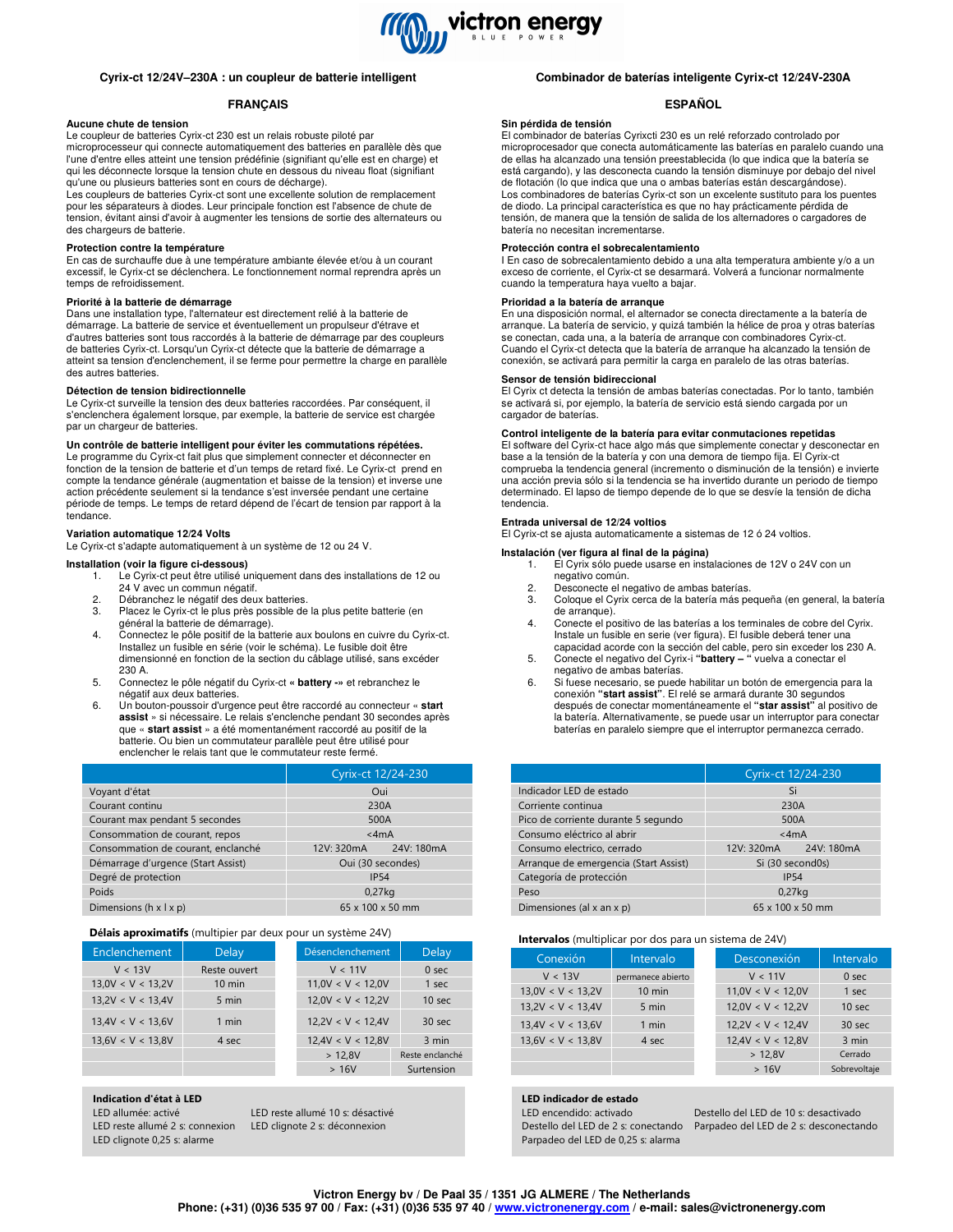# Cyrix-ct 12/24V–230A : un coupleur de batterie intelligent

## FRANÇAIS

### Aucune chute de tension

Le coupleur de batteries Cyrix-ct 230 est un relais robuste piloté par microprocesseur qui connecte automatiquement des batteries en parallèle dès que l'une d'entre elles atteint une tension prédéfinie (signifiant qu'elle est en charge) et qui les déconnecte lorsque la tension chute en dessous du niveau float (signifiant qu'une ou plusieurs batteries sont en cours de décharge).
Les coupleurs de batteries Cyrix-ct sont une excellente solution de remplacement pour les séparateurs à diodes. Leur principale fonction est l'absence de chute de tension, évitant ainsi d'avoir à augmenter les tensions de sortie des alternateurs ou des chargeurs de batterie.

### Protection contre la température

En cas de surchauffe due à une température ambiante élevée et/ou à un courant excessif, le Cyrix-ct se déclenchera. Le fonctionnement normal reprendra après un temps de refroidissement.

### Priorité à la batterie de démarrage

Dans une installation type, l'alternateur est directement relié à la batterie de démarrage. La batterie de service et éventuellement un propulseur d'étrave et d'autres batteries sont tous raccordés à la batterie de démarrage par des coupleurs de batteries Cyrix-ct. Lorsqu'un Cyrix-ct détecte que la batterie de démarrage a atteint sa tension d'enclenchement, il se ferme pour permettre la charge en parallèle des autres batteries.

### Détection de tension bidirectionnelle

Le Cyrix-ct surveille la tension des deux batteries raccordées. Par conséquent, il s'enclenchera également lorsque, par exemple, la batterie de service est chargée par un chargeur de batteries.

### Un contrôle de batterie intelligent pour éviter les commutations répétées.

Le programme du Cyrix-ct fait plus que simplement connecter et déconnecter en fonction de la tension de batterie et d'un temps de retard fixé. Le Cyrix-ct prend en compte la tendance générale (augmentation et baisse de la tension) et inverse une action précédente seulement si la tendance s'est inversée pendant une certaine période de temps. Le temps de retard dépend de l'écart de tension par rapport à la tendance.

### Variation automatique 12/24 Volts

Le Cyrix-ct s'adapte automatiquement à un système de 12 ou 24 V.

### Installation (voir la figure ci-dessous)

1. Le Cyrix-ct peut être utilisé uniquement dans des installations de 12 ou 24 V avec un commun négatif.
2. Débranchez le négatif des deux batteries.
3. Placez le Cyrix-ct le plus près possible de la plus petite batterie (en général la batterie de démarrage).
4. Connectez le pôle positif de la batterie aux boulons en cuivre du Cyrix-ct. Installez un fusible en série (voir le schéma). Le fusible doit être dimensionné en fonction de la section du câblage utilisé, sans excéder 230 A.
5. Connectez le pôle négatif du Cyrix-ct « **battery -**» et rebranchez le négatif aux deux batteries.
6. Un bouton-poussoir d'urgence peut être raccordé au connecteur « **start assist** » si nécessaire. Le relais s'enclenche pendant 30 secondes après que « **start assist** » a été momentanément raccordé au positif de la batterie. Ou bien un commutateur parallèle peut être utilisé pour enclencher le relais tant que le commutateur reste fermé.

| | Cyrix-ct 12/24-230 |
|---|---|
| Voyant d'état | Oui |
| Courant continu | 230A |
| Courant max pendant 5 secondes | 500A |
| Consommation de courant, repos | <4mA |
| Consommation de courant, enclenché | 12V: 320mA 24V: 180mA |
| Démarrage d'urgence (Start Assist) | Oui (30 secondes) |
| Degré de protection | IP54 |
| Poids | 0,27kg |
| Dimensions (h x l x p) | 65 x 100 x 50 mm |

**Délais aproximatifs** (multipier par deux pour un système 24V)

| Enclenchement | Delay | Désenclenchement | Delay |
|---|---|---|---|
| V < 13V | Reste ouvert | V < 11V | 0 sec |
| 13,0V < V < 13,2V | 10 min | 11,0V < V < 12,0V | 1 sec |
| 13,2V < V < 13,4V | 5 min | 12,0V < V < 12,2V | 10 sec |
| 13,4V < V < 13,6V | 1 min | 12,2V < V < 12,4V | 30 sec |
| 13,6V < V < 13,8V | 4 sec | 12,4V < V < 12,8V | 3 min |
| | | > 12,8V | Reste enclanché |
| | | > 16V | Surtension |

**Indication d'état à LED**
LED allumée: activé
LED reste allumé 2 s: connexion
LED clignote 0,25 s: alarme
LED reste allumé 10 s: désactivé
LED clignote 2 s: déconnexion

# Combinador de baterías inteligente Cyrix-ct 12/24V-230A

## ESPAÑOL

### Sin pérdida de tensión

El combinador de baterías Cyrixcti 230 es un relé reforzado controlado por microprocesador que conecta automáticamente las baterías en paralelo cuando una de ellas ha alcanzado una tensión preestablecida (lo que indica que la batería se está cargando), y las desconecta cuando la tensión disminuye por debajo del nivel de flotación (lo que indica que una o ambas baterías están descargándose).
Los combinadores de baterías Cyrix-ct son un excelente sustituto para los puentes de diodo. La principal característica es que no hay prácticamente pérdida de tensión, de manera que la tensión de salida de los alternadores o cargadores de batería no necesitan incrementarse.

### Protección contra el sobrecalentamiento

I En caso de sobrecalentamiento debido a una alta temperatura ambiente y/o a un exceso de corriente, el Cyrix-ct se desarmará. Volverá a funcionar normalmente cuando la temperatura haya vuelto a bajar.

### Prioridad a la batería de arranque

En una disposición normal, el alternador se conecta directamente a la batería de arranque. La batería de servicio, y quizá también la hélice de proa y otras baterías se conectan, cada una, a la batería de arranque con combinadores Cyrix-ct. Cuando el Cyrix-ct detecta que la batería de arranque ha alcanzado la tensión de conexión, se activará para permitir la carga en paralelo de las otras baterías.

### Sensor de tensión bidireccional

El Cyrix ct detecta la tensión de ambas baterías conectadas. Por lo tanto, también se activará si, por ejemplo, la batería de servicio está siendo cargada por un cargador de baterías.

### Control inteligente de la batería para evitar conmutaciones repetidas

El software del Cyrix-ct hace algo más que simplemente conectar y desconectar en base a la tensión de la batería y con una demora de tiempo fija. El Cyrix-ct comprueba la tendencia general (incremento o disminución de la tensión) e invierte una acción previa sólo si la tendencia se ha invertido durante un periodo de tiempo determinado. El lapso de tiempo depende de lo que se desvíe la tensión de dicha tendencia.

### Entrada universal de 12/24 voltios

El Cyrix-ct se ajusta automáticamente a sistemas de 12 ó 24 voltios.

### Instalación (ver figura al final de la página)

1. El Cyrix sólo puede usarse en instalaciones de 12V o 24V con un negativo común.
2. Desconecte el negativo de ambas baterías.
3. Coloque el Cyrix cerca de la batería más pequeña (en general, la batería de arranque).
4. Conecte el positivo de las baterías a los terminales de cobre del Cyrix. Instale un fusible en serie (ver figura). El fusible deberá tener una capacidad acorde con la sección del cable, pero sin exceder los 230 A.
5. Conecte el negativo del Cyrix-i **"battery – "** vuelva a conectar el negativo de ambas baterías.
6. Si fuese necesario, se puede habilitar un botón de emergencia para la conexión **"start assist"**. El relé se armará durante 30 segundos después de conectar momentáneamente el **"star assist"** al positivo de la batería. Alternativamente, se puede usar un interruptor para conectar baterías en paralelo siempre que el interruptor permanezca cerrado.

| | Cyrix-ct 12/24-230 |
|---|---|
| Indicador LED de estado | Si |
| Corriente continua | 230A |
| Pico de corriente durante 5 segundo | 500A |
| Consumo eléctrico al abrir | <4mA |
| Consumo electrico, cerrado | 12V: 320mA 24V: 180mA |
| Arranque de emergencia (Start Assist) | Si (30 second0s) |
| Categoría de protección | IP54 |
| Peso | 0,27kg |
| Dimensiones (al x an x p) | 65 x 100 x 50 mm |

**Intervalos** (multiplicar por dos para un sistema de 24V)

| Conexión | Intervalo | Desconexión | Intervalo |
|---|---|---|---|
| V < 13V | permanece abierto | V < 11V | 0 sec |
| 13,0V < V < 13,2V | 10 min | 11,0V < V < 12,0V | 1 sec |
| 13,2V < V < 13,4V | 5 min | 12,0V < V < 12,2V | 10 sec |
| 13,4V < V < 13,6V | 1 min | 12,2V < V < 12,4V | 30 sec |
| 13,6V < V < 13,8V | 4 sec | 12,4V < V < 12,8V | 3 min |
| | | > 12,8V | Cerrado |
| | | > 16V | Sobrevoltaje |

**LED indicador de estado**
LED encendido: activado
Destello del LED de 2 s: conectando
Parpadeo del LED de 0,25 s: alarma
Destello del LED de 10 s: desactivado
Parpadeo del LED de 2 s: desconectando

**Victron Energy bv / De Paal 35 / 1351 JG ALMERE / The Netherlands**
**Phone: (+31) (0)36 535 97 00 / Fax: (+31) (0)36 535 97 40 / www.victronenergy.com / e-mail: sales@victronenergy.com**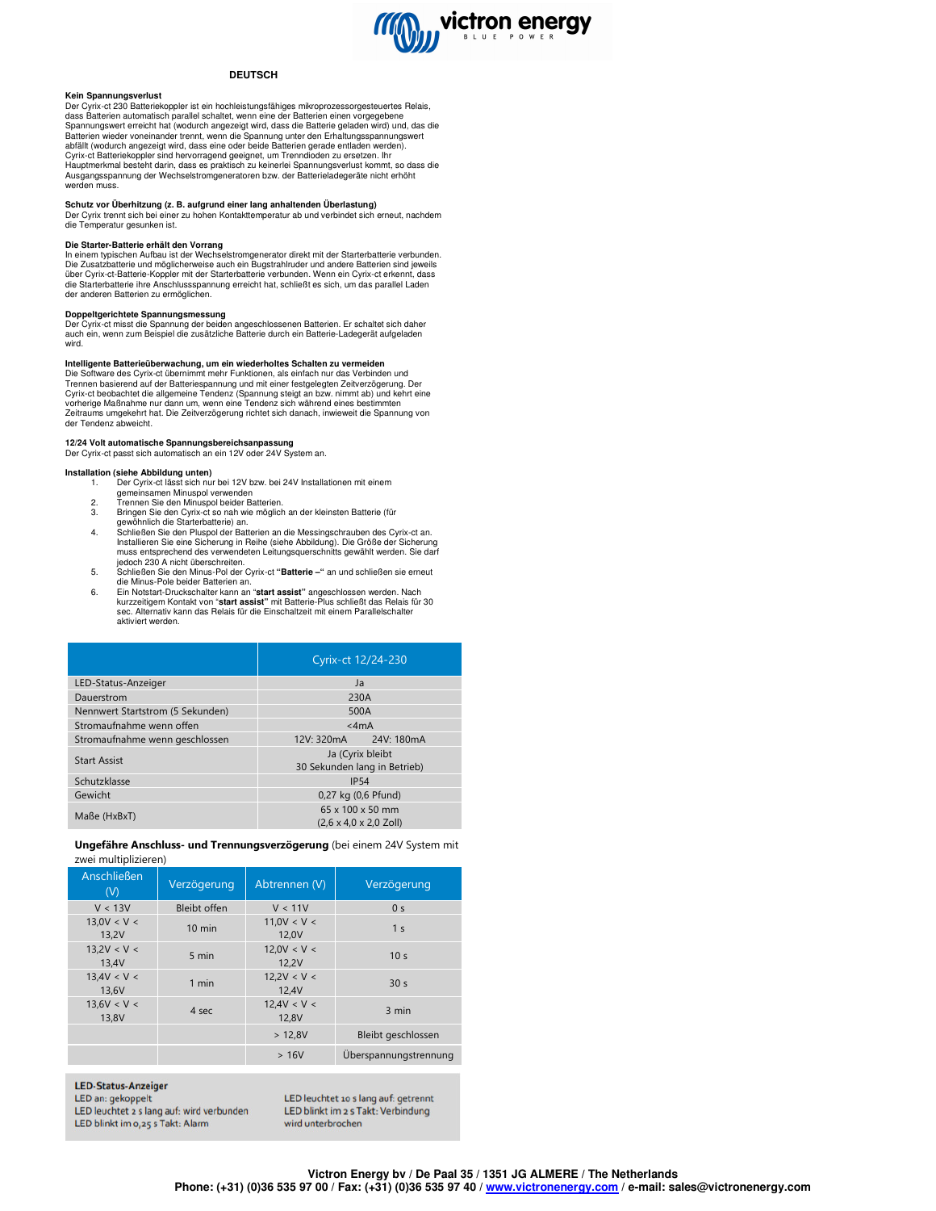## DEUTSCH

**Kein Spannungsverlust**
Der Cyrix-ct 230 Batteriekoppler ist ein hochleistungsfähiges mikroprozessorgesteuertes Relais, dass Batterien automatisch parallel schaltet, wenn eine der Batterien einen vorgegebene Spannungswert erreicht hat (wodurch angezeigt wird, dass die Batterie geladen wird) und, das die Batterien wieder voneinander trennt, wenn die Spannung unter den Erhaltungsspannungswert abfällt (wodurch angezeigt wird, dass eine oder beide Batterien gerade entladen werden). Cyrix-ct Batteriekoppler sind hervorragend geeignet, um Trenndioden zu ersetzen. Ihr Hauptmerkmal besteht darin, dass es praktisch zu keinerlei Spannungsverlust kommt, so dass die Ausgangsspannung der Wechselstromgeneratoren bzw. der Batterieladegeräte nicht erhöht werden muss.

**Schutz vor Überhitzung (z. B. aufgrund einer lang anhaltenden Überlastung)**
Der Cyrix trennt sich bei einer zu hohen Kontakttemperatur ab und verbindet sich erneut, nachdem die Temperatur gesunken ist.

**Die Starter-Batterie erhält den Vorrang**
In einem typischen Aufbau ist der Wechselstromgenerator direkt mit der Starterbatterie verbunden. Die Zusatzbatterie und möglicherweise auch ein Bugstrahlruder und andere Batterien sind jeweils über Cyrix-ct-Batterie-Koppler mit der Starterbatterie verbunden. Wenn ein Cyrix-ct erkennt, dass die Starterbatterie ihre Anschlussspannung erreicht hat, schließt es sich, um das parallel Laden der anderen Batterien zu ermöglichen.

**Doppeltgerichtete Spannungsmessung**
Der Cyrix-ct misst die Spannung der beiden angeschlossenen Batterien. Er schaltet sich daher auch ein, wenn zum Beispiel die zusätzliche Batterie durch ein Batterie-Ladegerät aufgeladen wird.

**Intelligente Batterieüberwachung, um ein wiederholtes Schalten zu vermeiden**
Die Software des Cyrix-ct übernimmt mehr Funktionen, als einfach nur das Verbinden und Trennen basierend auf der Batteriespannung und mit einer festgelegten Zeitverzögerung. Der Cyrix-ct beobachtet die allgemeine Tendenz (Spannung steigt an bzw. nimmt ab) und kehrt eine vorherige Maßnahme nur dann um, wenn eine Tendenz sich während eines bestimmten Zeitraums umgekehrt hat. Die Zeitverzögerung richtet sich danach, inwieweit die Spannung von der Tendenz abweicht.

**12/24 Volt automatische Spannungsbereichsanpassung**
Der Cyrix-ct passt sich automatisch an ein 12V oder 24V System an.

**Installation (siehe Abbildung unten)**

1. Der Cyrix-ct lässt sich nur bei 12V bzw. bei 24V Installationen mit einem gemeinsamen Minuspol verwenden
2. Trennen Sie den Minuspol beider Batterien.
3. Bringen Sie den Cyrix-ct so nah wie möglich an der kleinsten Batterie (für gewöhnlich die Starterbatterie) an.
4. Schließen Sie den Pluspol der Batterien an die Messingschrauben des Cyrix-ct an. Installieren Sie eine Sicherung in Reihe (siehe Abbildung). Die Größe der Sicherung muss entsprechend des verwendeten Leitungsquerschnitts gewählt werden. Sie darf jedoch 230 A nicht überschreiten.
5. Schließen Sie den Minus-Pol der Cyrix-ct **"Batterie –"** an und schließen sie erneut die Minus-Pole beider Batterien an.
6. Ein Notstart-Druckschalter kann an "**start assist"** angeschlossen werden. Nach kurzzeitigem Kontakt von "**start assist"** mit Batterie-Plus schließt das Relais für 30 sec. Alternativ kann das Relais für die Einschaltzeit mit einem Parallelschalter aktiviert werden.

| | Cyrix-ct 12/24-230 |
|---|---|
| LED-Status-Anzeiger | Ja |
| Dauerstrom | 230A |
| Nennwert Startstrom (5 Sekunden) | 500A |
| Stromaufnahme wenn offen | <4mA |
| Stromaufnahme wenn geschlossen | 12V: 320mA 24V: 180mA |
| Start Assist | Ja (Cyrix bleibt 30 Sekunden lang in Betrieb) |
| Schutzklasse | IP54 |
| Gewicht | 0,27 kg (0,6 Pfund) |
| Maße (HxBxT) | 65 x 100 x 50 mm (2,6 x 4,0 x 2,0 Zoll) |

**Ungefähre Anschluss- und Trennungsverzögerung** (bei einem 24V System mit zwei multiplizieren)

| Anschließen (V) | Verzögerung | Abtrennen (V) | Verzögerung |
|---|---|---|---|
| V < 13V | Bleibt offen | V < 11V | 0 s |
| 13,0V < V < 13,2V | 10 min | 11,0V < V < 12,0V | 1 s |
| 13,2V < V < 13,4V | 5 min | 12,0V < V < 12,2V | 10 s |
| 13,4V < V < 13,6V | 1 min | 12,2V < V < 12,4V | 30 s |
| 13,6V < V < 13,8V | 4 sec | 12,4V < V < 12,8V | 3 min |
| | | > 12,8V | Bleibt geschlossen |
| | | > 16V | Überspannungstrennung |

**LED-Status-Anzeiger**
LED an: gekoppelt
LED leuchtet 2 s lang auf: wird verbunden
LED blinkt im 0,25 s Takt: Alarm
LED leuchtet 10 s lang auf: getrennt
LED blinkt im 2 s Takt: Verbindung wird unterbrochen

**Victron Energy bv / De Paal 35 / 1351 JG ALMERE / The Netherlands**
**Phone: (+31) (0)36 535 97 00 / Fax: (+31) (0)36 535 97 40 / www.victronenergy.com / e-mail: sales@victronenergy.com**